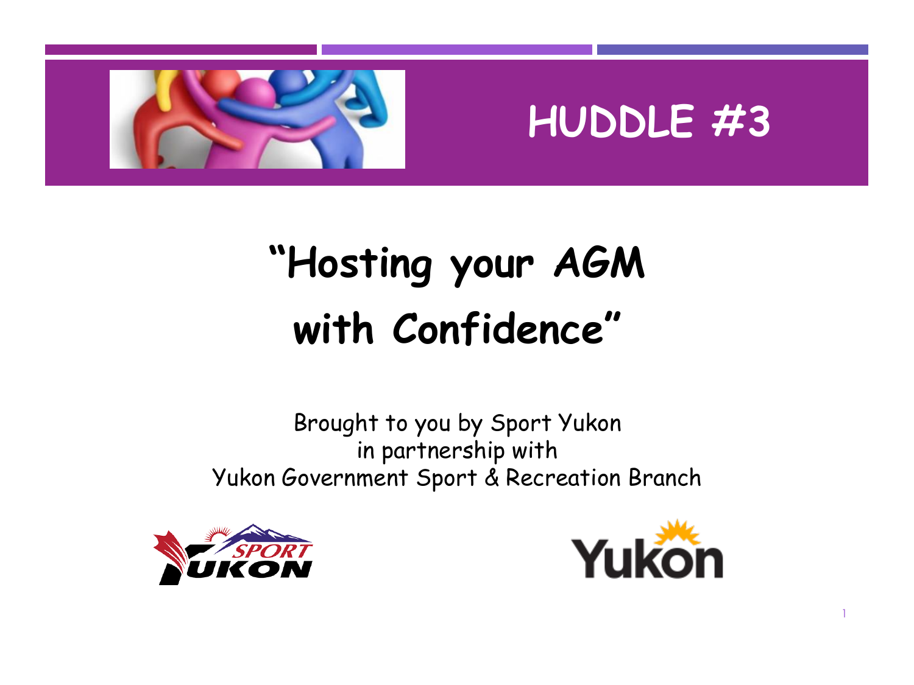# HUDDLE #3

# "Hosting your AGM with Confidence"

Brought to you by Sport Yukon
in partnership with
Yukon Government Sport & Recreation Branch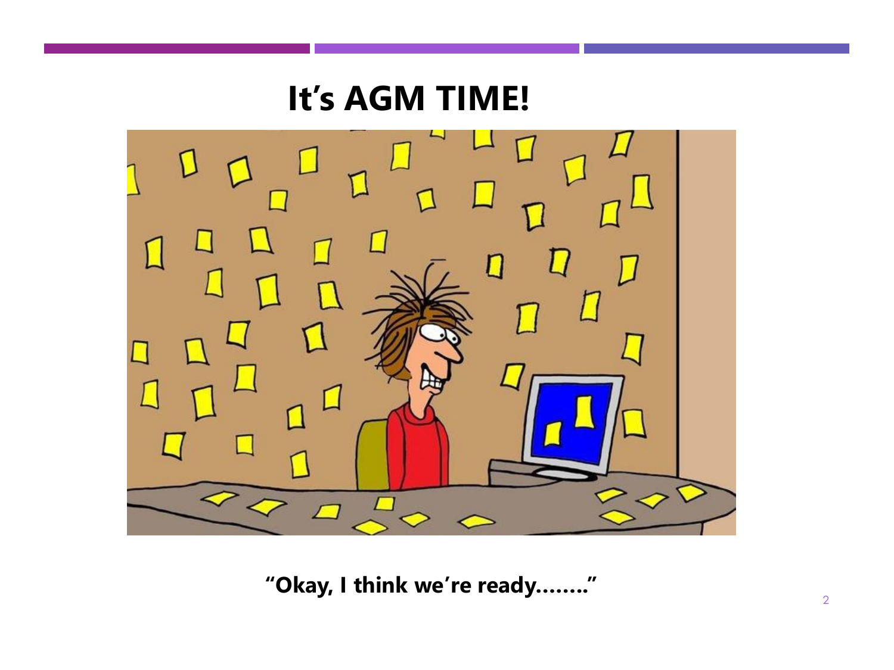# It's AGM TIME!

**"Okay, I think we're ready........"**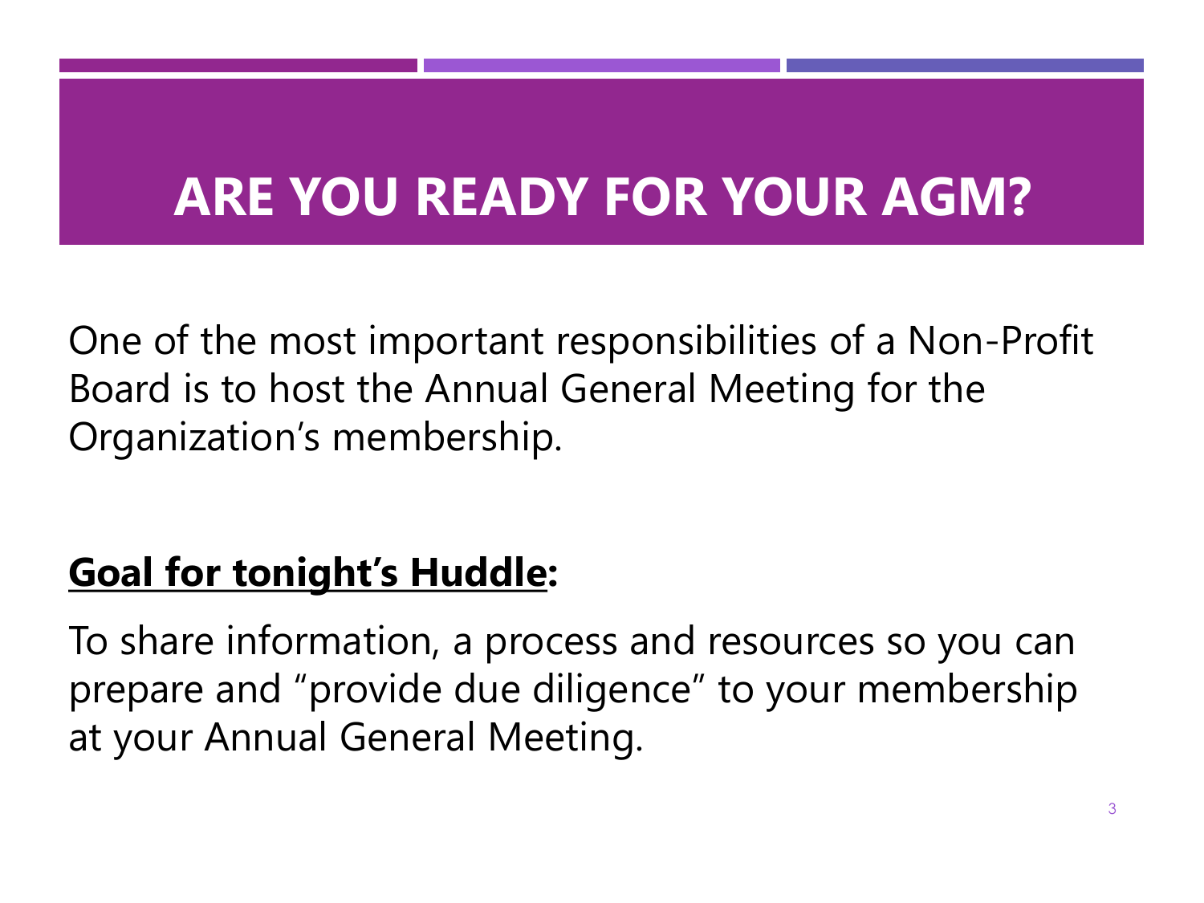# ARE YOU READY FOR YOUR AGM?

One of the most important responsibilities of a Non-Profit Board is to host the Annual General Meeting for the Organization's membership.

**Goal for tonight's Huddle:**

To share information, a process and resources so you can prepare and "provide due diligence" to your membership at your Annual General Meeting.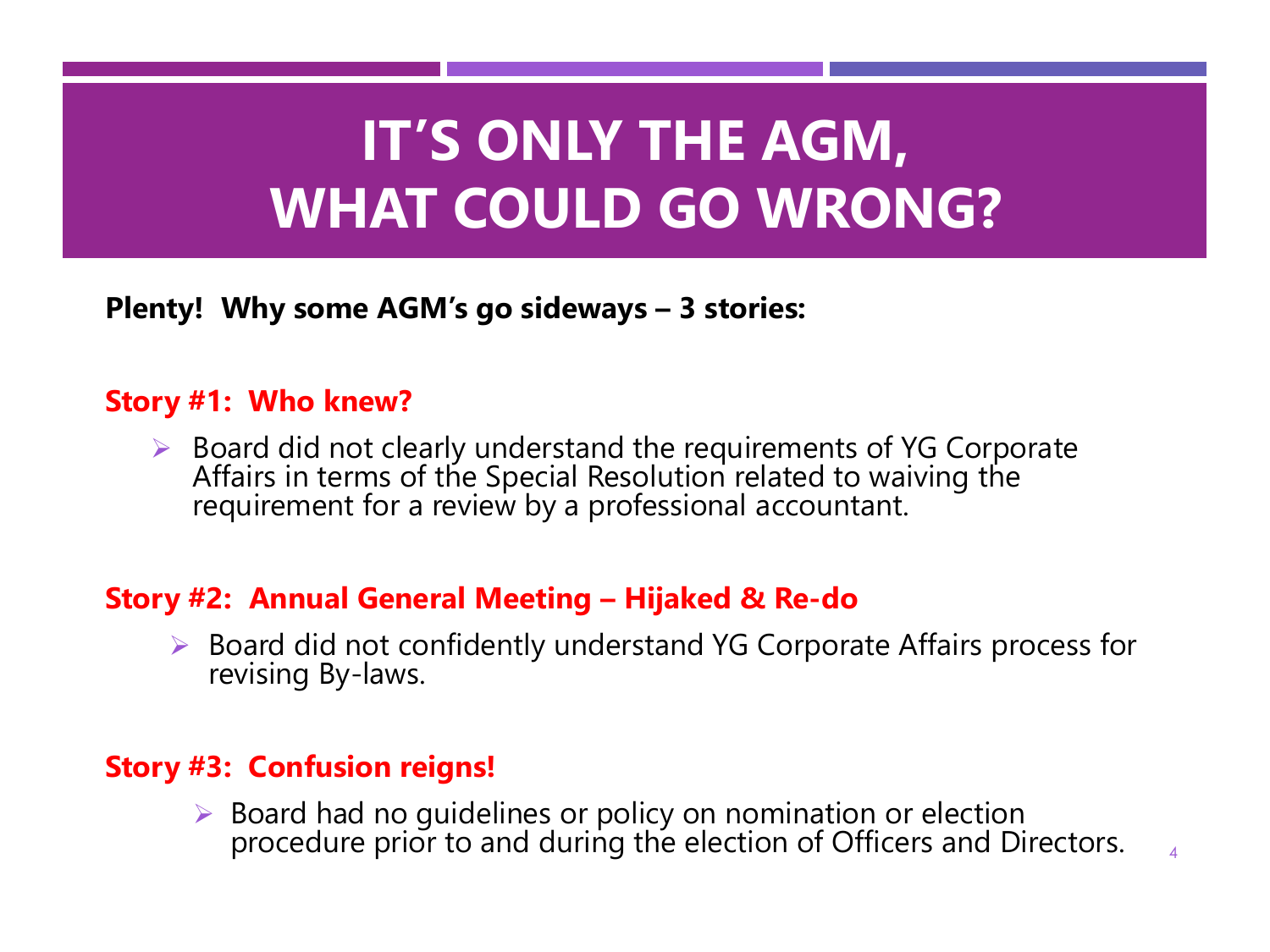# IT'S ONLY THE AGM, WHAT COULD GO WRONG?

**Plenty! Why some AGM's go sideways – 3 stories:**

### Story #1: Who knew?

- Board did not clearly understand the requirements of YG Corporate Affairs in terms of the Special Resolution related to waiving the requirement for a review by a professional accountant.

### Story #2: Annual General Meeting – Hijaked & Re-do

- Board did not confidently understand YG Corporate Affairs process for revising By-laws.

### Story #3: Confusion reigns!

- Board had no guidelines or policy on nomination or election procedure prior to and during the election of Officers and Directors.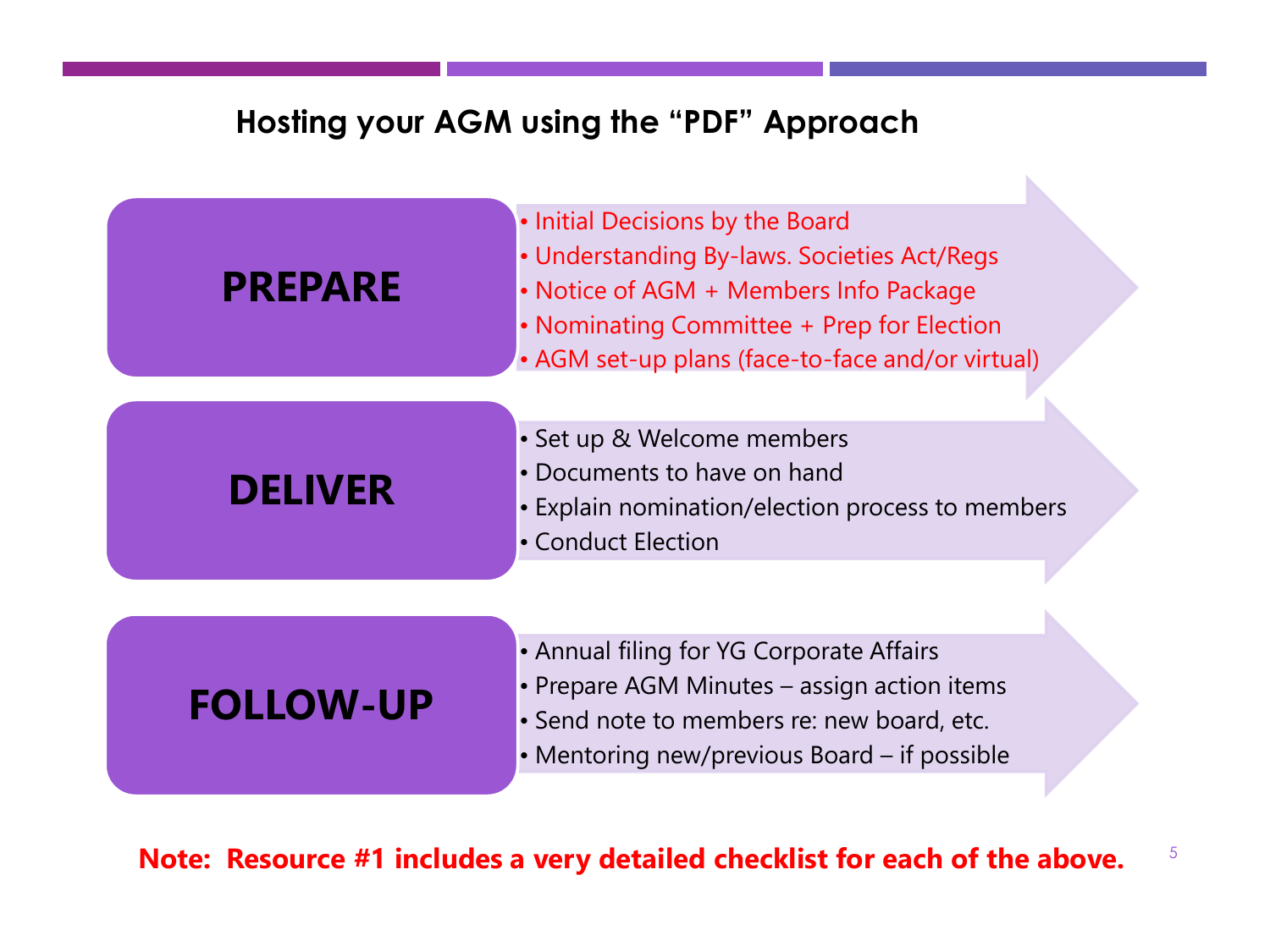## Hosting your AGM using the "PDF" Approach

### PREPARE

- Initial Decisions by the Board
- Understanding By-laws. Societies Act/Regs
- Notice of AGM + Members Info Package
- Nominating Committee + Prep for Election
- AGM set-up plans (face-to-face and/or virtual)

### DELIVER

- Set up & Welcome members
- Documents to have on hand
- Explain nomination/election process to members
- Conduct Election

### FOLLOW-UP

- Annual filing for YG Corporate Affairs
- Prepare AGM Minutes – assign action items
- Send note to members re: new board, etc.
- Mentoring new/previous Board – if possible

**Note: Resource #1 includes a very detailed checklist for each of the above.**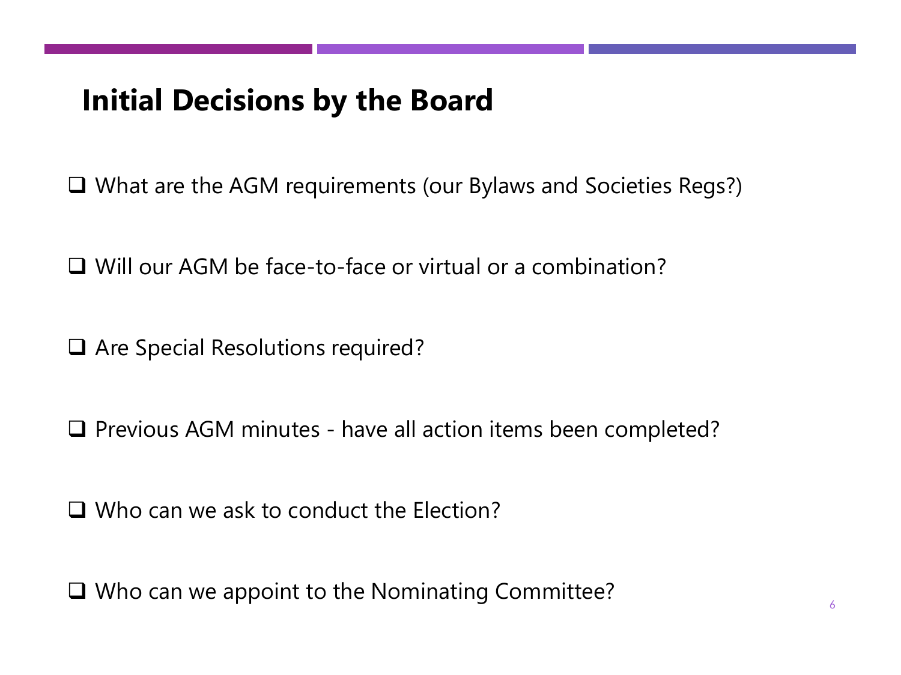## Initial Decisions by the Board

- [ ] What are the AGM requirements (our Bylaws and Societies Regs?)
- [ ] Will our AGM be face-to-face or virtual or a combination?
- [ ] Are Special Resolutions required?
- [ ] Previous AGM minutes - have all action items been completed?
- [ ] Who can we ask to conduct the Election?
- [ ] Who can we appoint to the Nominating Committee?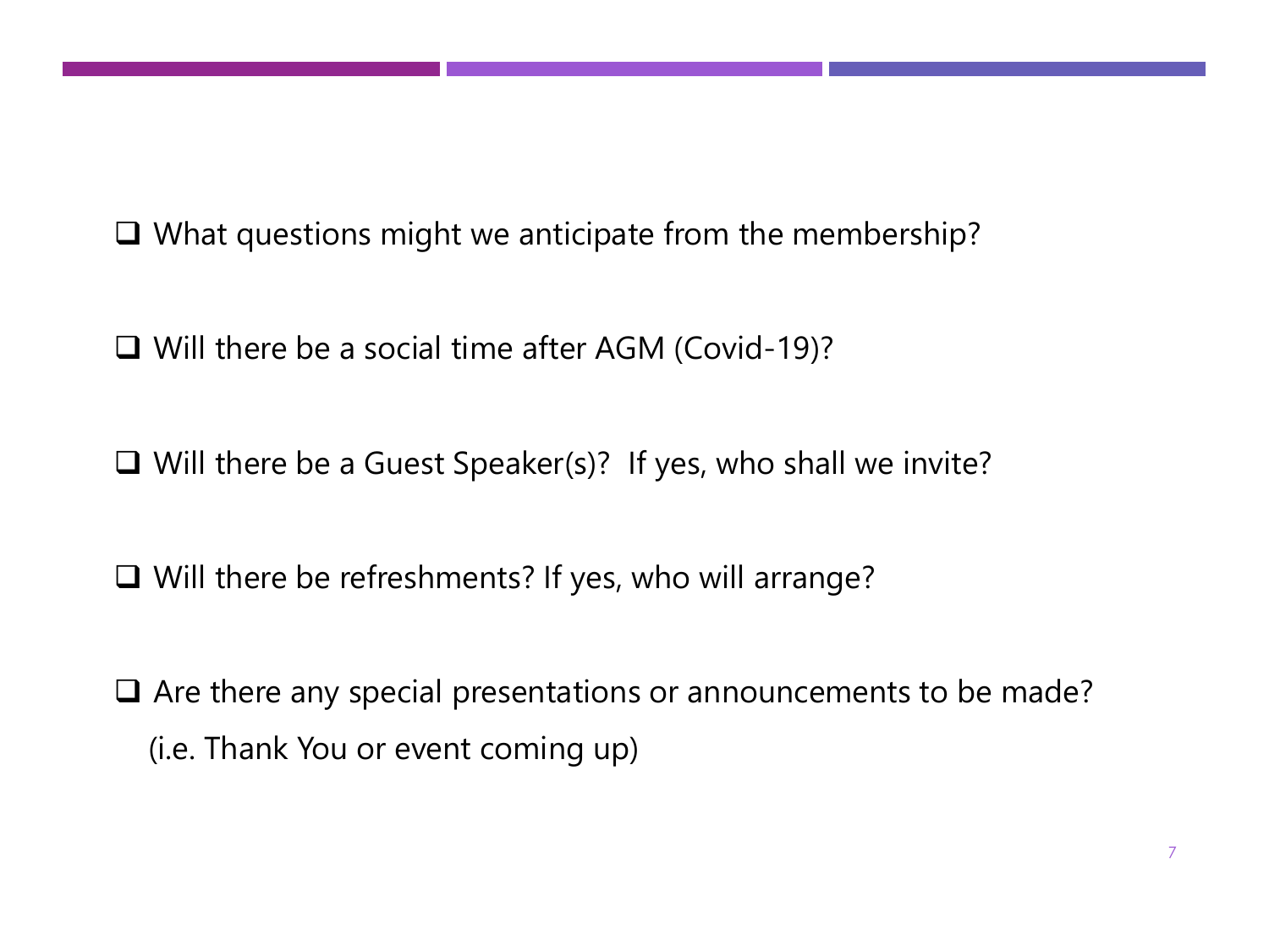- [ ] What questions might we anticipate from the membership?
- [ ] Will there be a social time after AGM (Covid-19)?
- [ ] Will there be a Guest Speaker(s)?  If yes, who shall we invite?
- [ ] Will there be refreshments? If yes, who will arrange?
- [ ] Are there any special presentations or announcements to be made? (i.e. Thank You or event coming up)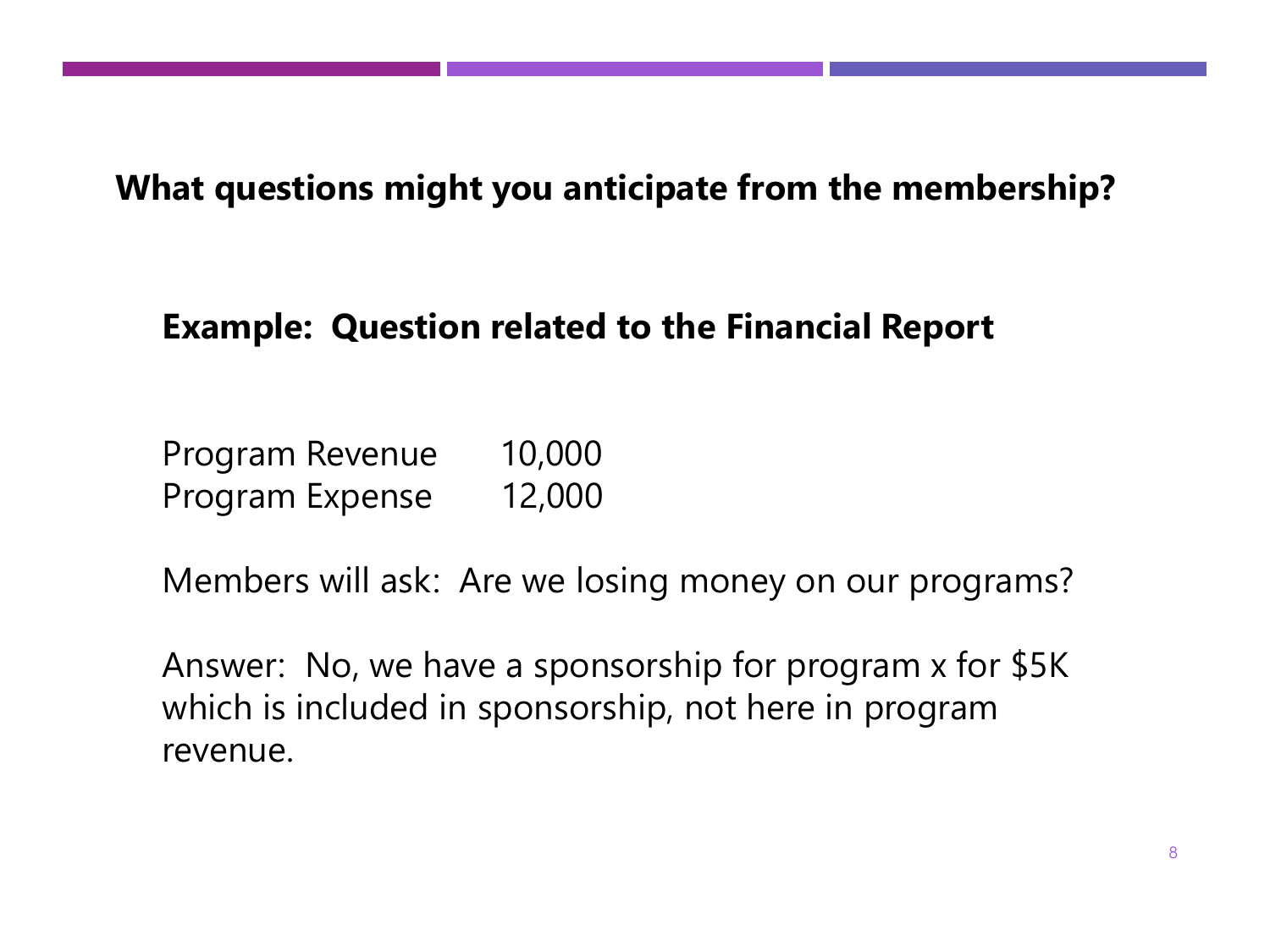**What questions might you anticipate from the membership?**

**Example: Question related to the Financial Report**

| | |
|---|---|
| Program Revenue | 10,000 |
| Program Expense | 12,000 |

Members will ask: Are we losing money on our programs?

Answer: No, we have a sponsorship for program x for $5K which is included in sponsorship, not here in program revenue.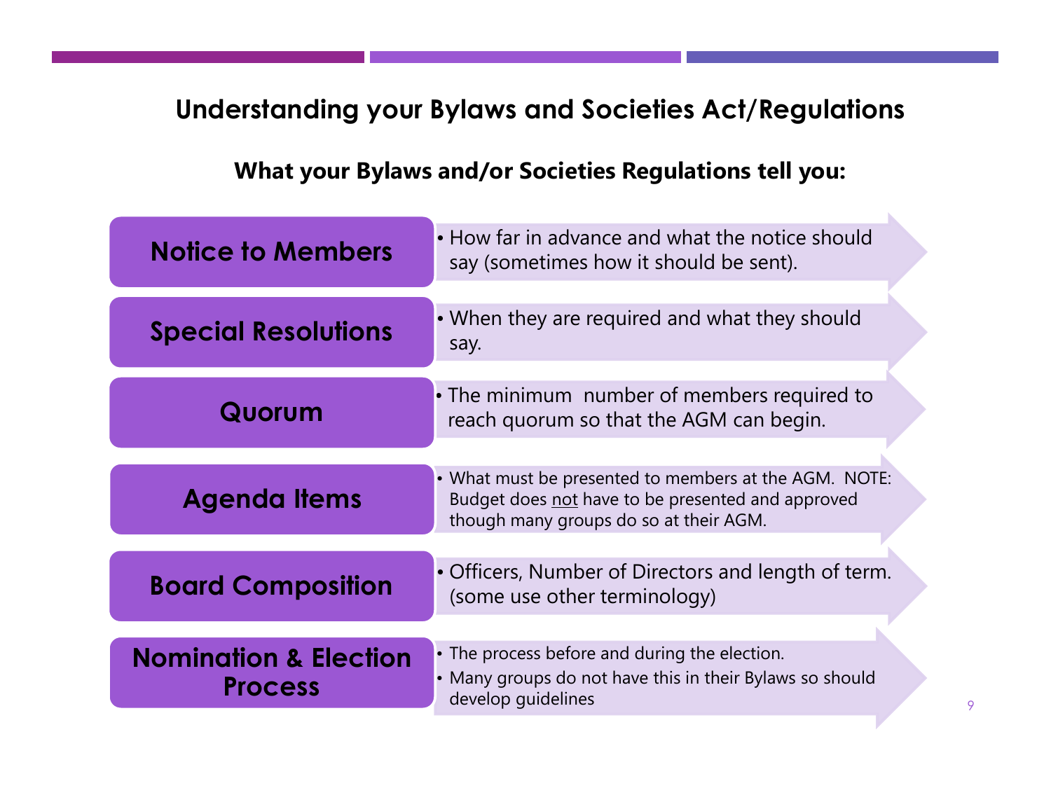# Understanding your Bylaws and Societies Act/Regulations

## What your Bylaws and/or Societies Regulations tell you:

**Notice to Members**
- How far in advance and what the notice should say (sometimes how it should be sent).

**Special Resolutions**
- When they are required and what they should say.

**Quorum**
- The minimum number of members required to reach quorum so that the AGM can begin.

**Agenda Items**
- What must be presented to members at the AGM. NOTE: Budget does not have to be presented and approved though many groups do so at their AGM.

**Board Composition**
- Officers, Number of Directors and length of term. (some use other terminology)

**Nomination & Election Process**
- The process before and during the election.
- Many groups do not have this in their Bylaws so should develop guidelines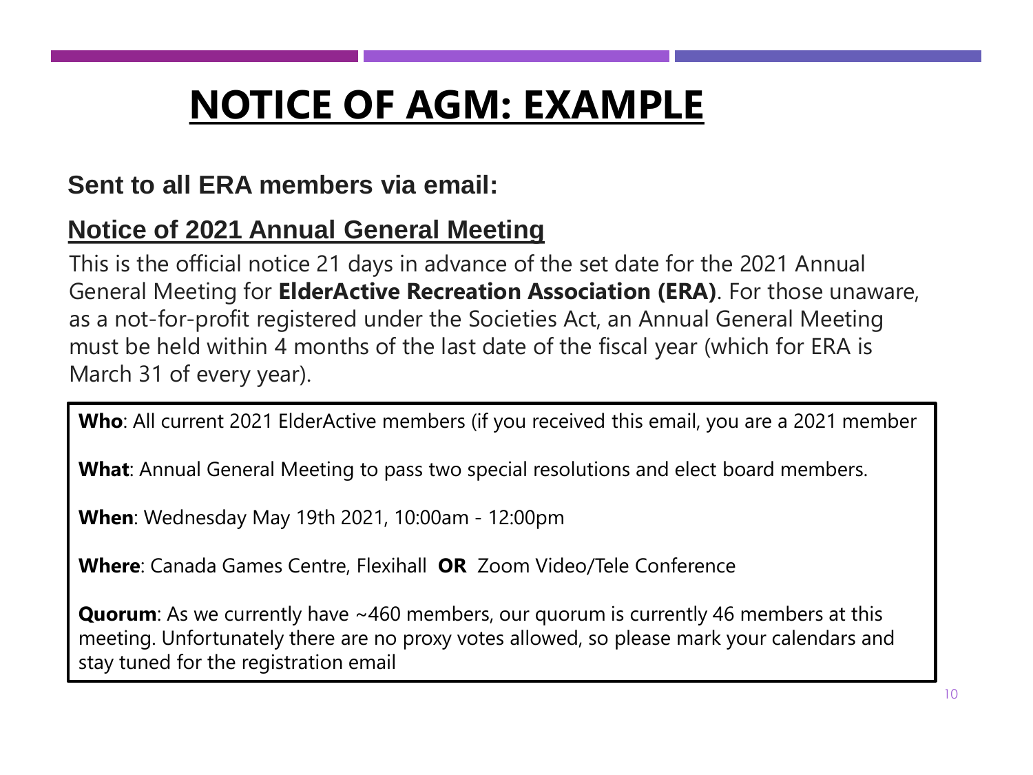# NOTICE OF AGM: EXAMPLE

**Sent to all ERA members via email:**

## Notice of 2021 Annual General Meeting

This is the official notice 21 days in advance of the set date for the 2021 Annual General Meeting for **ElderActive Recreation Association (ERA)**. For those unaware, as a not-for-profit registered under the Societies Act, an Annual General Meeting must be held within 4 months of the last date of the fiscal year (which for ERA is March 31 of every year).

**Who**: All current 2021 ElderActive members (if you received this email, you are a 2021 member

**What**: Annual General Meeting to pass two special resolutions and elect board members.

**When**: Wednesday May 19th 2021, 10:00am - 12:00pm

**Where**: Canada Games Centre, Flexihall **OR** Zoom Video/Tele Conference

**Quorum**: As we currently have ~460 members, our quorum is currently 46 members at this meeting. Unfortunately there are no proxy votes allowed, so please mark your calendars and stay tuned for the registration email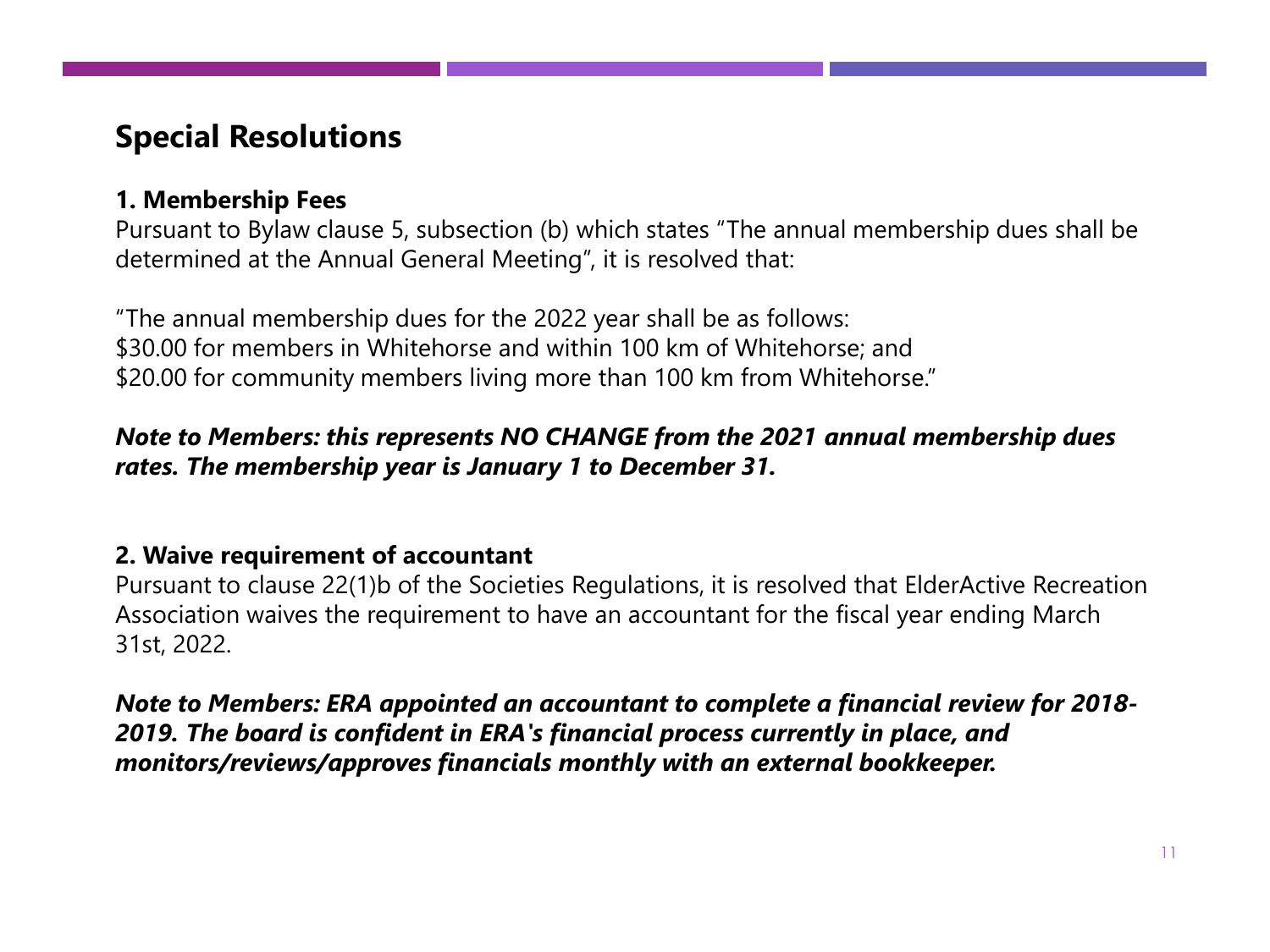## Special Resolutions

### 1. Membership Fees

Pursuant to Bylaw clause 5, subsection (b) which states "The annual membership dues shall be determined at the Annual General Meeting", it is resolved that:

"The annual membership dues for the 2022 year shall be as follows:
$30.00 for members in Whitehorse and within 100 km of Whitehorse; and
$20.00 for community members living more than 100 km from Whitehorse."

***Note to Members: this represents NO CHANGE from the 2021 annual membership dues rates. The membership year is January 1 to December 31.***

### 2. Waive requirement of accountant

Pursuant to clause 22(1)b of the Societies Regulations, it is resolved that ElderActive Recreation Association waives the requirement to have an accountant for the fiscal year ending March 31st, 2022.

***Note to Members: ERA appointed an accountant to complete a financial review for 2018-2019. The board is confident in ERA's financial process currently in place, and monitors/reviews/approves financials monthly with an external bookkeeper.***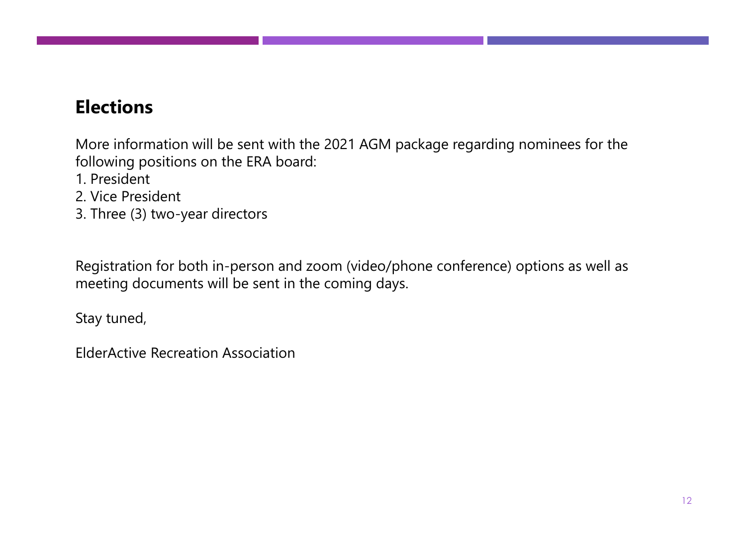## Elections

More information will be sent with the 2021 AGM package regarding nominees for the following positions on the ERA board:

1. President
2. Vice President
3. Three (3) two-year directors

Registration for both in-person and zoom (video/phone conference) options as well as meeting documents will be sent in the coming days.

Stay tuned,

ElderActive Recreation Association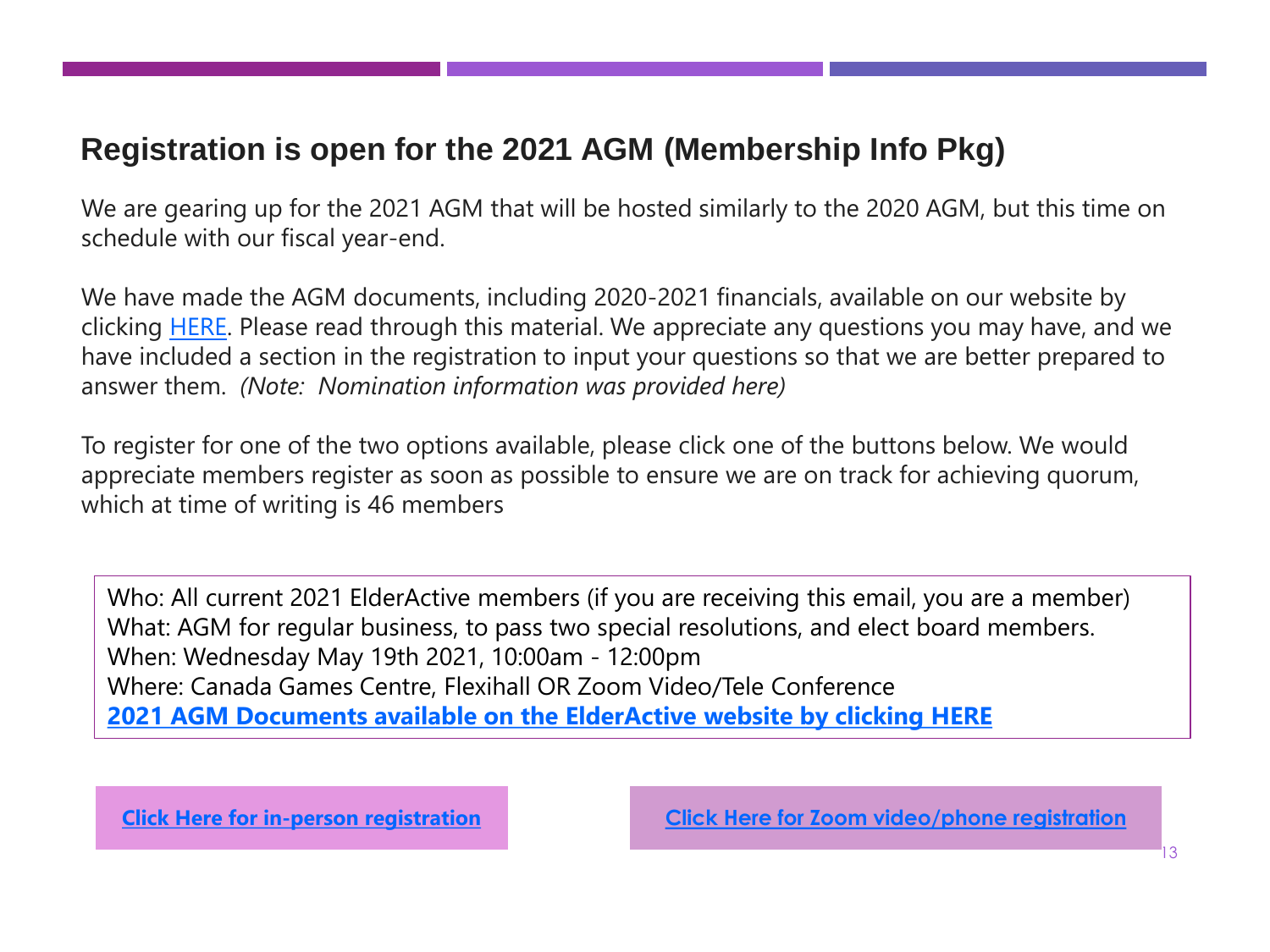## Registration is open for the 2021 AGM (Membership Info Pkg)

We are gearing up for the 2021 AGM that will be hosted similarly to the 2020 AGM, but this time on schedule with our fiscal year-end.

We have made the AGM documents, including 2020-2021 financials, available on our website by clicking HERE. Please read through this material. We appreciate any questions you may have, and we have included a section in the registration to input your questions so that we are better prepared to answer them. *(Note: Nomination information was provided here)*

To register for one of the two options available, please click one of the buttons below. We would appreciate members register as soon as possible to ensure we are on track for achieving quorum, which at time of writing is 46 members

Who: All current 2021 ElderActive members (if you are receiving this email, you are a member)
What: AGM for regular business, to pass two special resolutions, and elect board members.
When: Wednesday May 19th 2021, 10:00am - 12:00pm
Where: Canada Games Centre, Flexihall OR Zoom Video/Tele Conference
**2021 AGM Documents available on the ElderActive website by clicking HERE**

**Click Here for in-person registration**

**Click Here for Zoom video/phone registration**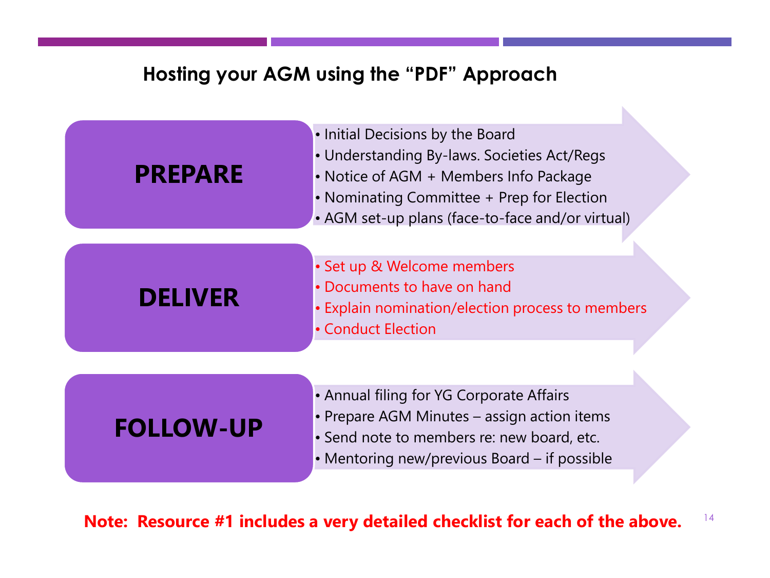## Hosting your AGM using the "PDF" Approach

### PREPARE

- Initial Decisions by the Board
- Understanding By-laws. Societies Act/Regs
- Notice of AGM + Members Info Package
- Nominating Committee + Prep for Election
- AGM set-up plans (face-to-face and/or virtual)

### DELIVER

- Set up & Welcome members
- Documents to have on hand
- Explain nomination/election process to members
- Conduct Election

### FOLLOW-UP

- Annual filing for YG Corporate Affairs
- Prepare AGM Minutes – assign action items
- Send note to members re: new board, etc.
- Mentoring new/previous Board – if possible

**Note: Resource #1 includes a very detailed checklist for each of the above.**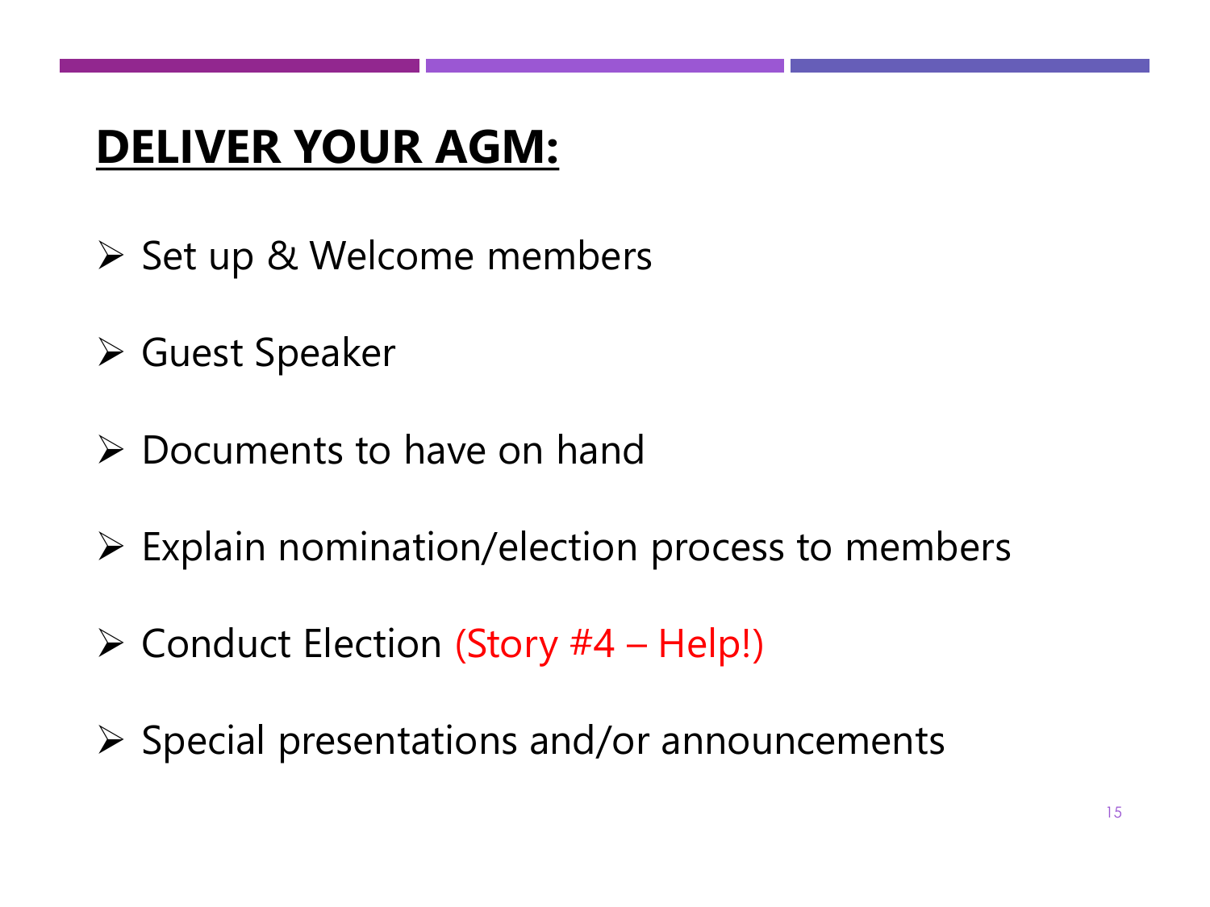# **DELIVER YOUR AGM:**

- Set up & Welcome members
- Guest Speaker
- Documents to have on hand
- Explain nomination/election process to members
- Conduct Election (Story #4 – Help!)
- Special presentations and/or announcements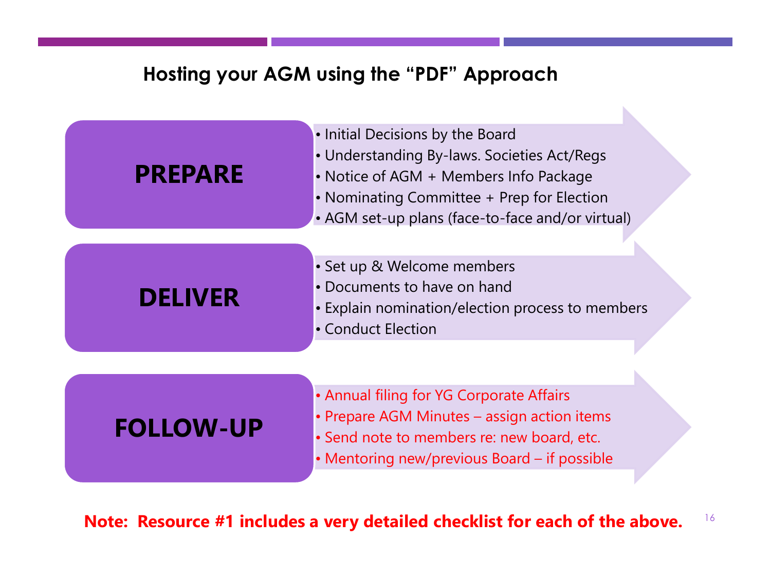## Hosting your AGM using the "PDF" Approach

### PREPARE

- Initial Decisions by the Board
- Understanding By-laws. Societies Act/Regs
- Notice of AGM + Members Info Package
- Nominating Committee + Prep for Election
- AGM set-up plans (face-to-face and/or virtual)

### DELIVER

- Set up & Welcome members
- Documents to have on hand
- Explain nomination/election process to members
- Conduct Election

### FOLLOW-UP

- Annual filing for YG Corporate Affairs
- Prepare AGM Minutes – assign action items
- Send note to members re: new board, etc.
- Mentoring new/previous Board – if possible

**Note: Resource #1 includes a very detailed checklist for each of the above.**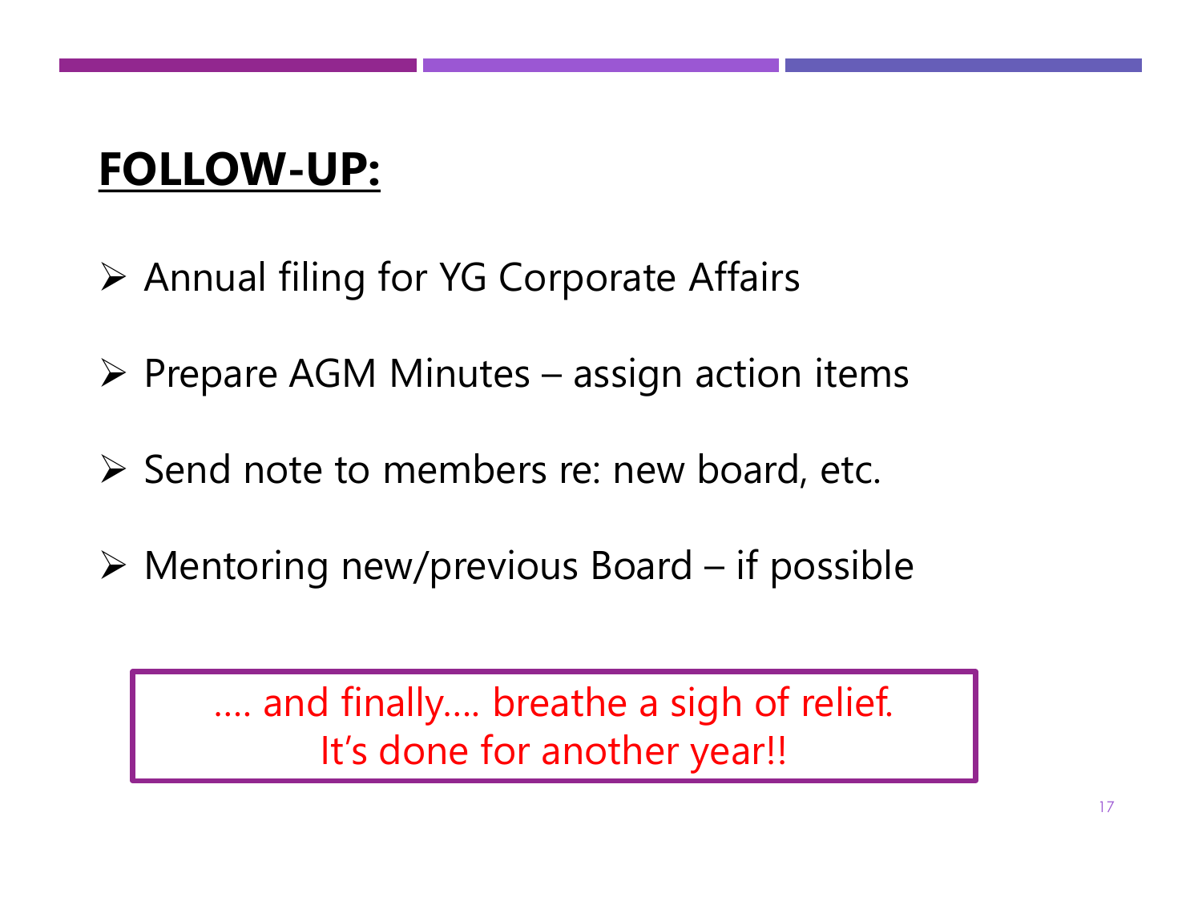# FOLLOW-UP:

- Annual filing for YG Corporate Affairs
- Prepare AGM Minutes – assign action items
- Send note to members re: new board, etc.
- Mentoring new/previous Board – if possible

…. and finally…. breathe a sigh of relief.
It's done for another year!!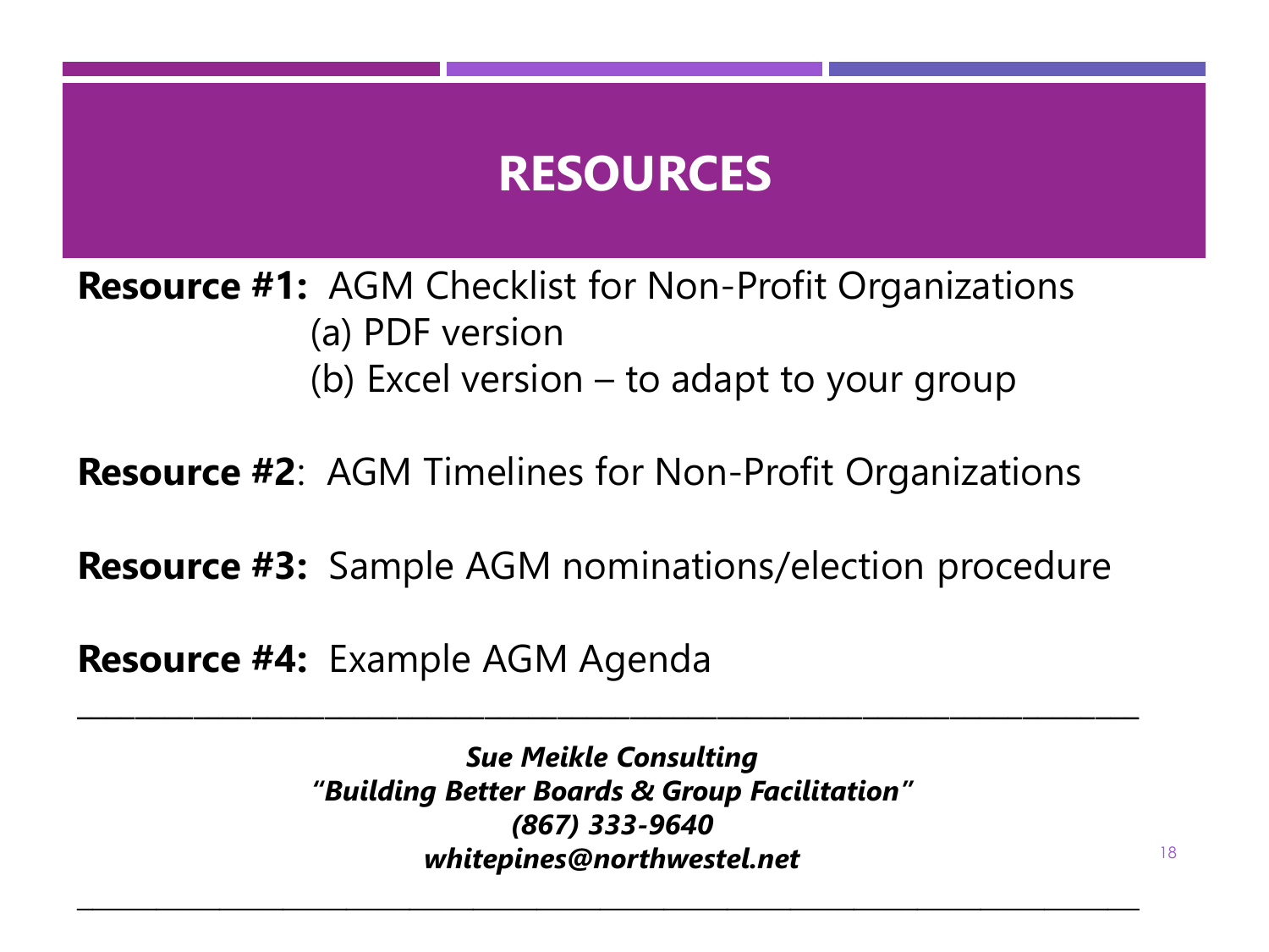# RESOURCES

**Resource #1:** AGM Checklist for Non-Profit Organizations
(a) PDF version
(b) Excel version – to adapt to your group

**Resource #2**: AGM Timelines for Non-Profit Organizations

**Resource #3:** Sample AGM nominations/election procedure

**Resource #4:** Example AGM Agenda

---

***Sue Meikle Consulting***
***"Building Better Boards & Group Facilitation"***
***(867) 333-9640***
***whitepines@northwestel.net***

---